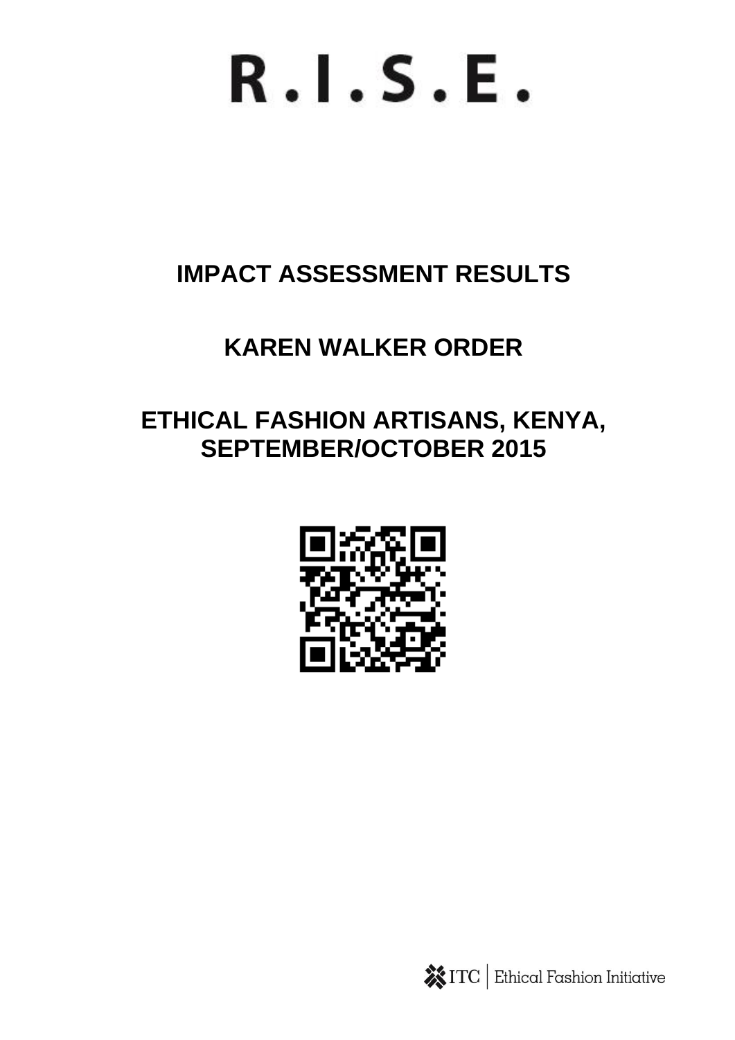# R.I.S.E.

## IMPACT ASSESSMENT RESULTS

## KAREN WALKER ORDER

## ETHICAL FASHION ARTISANS, KENYA, SEPTEMBER/OCTOBER 2015

ITC | Ethical Fashion Initiative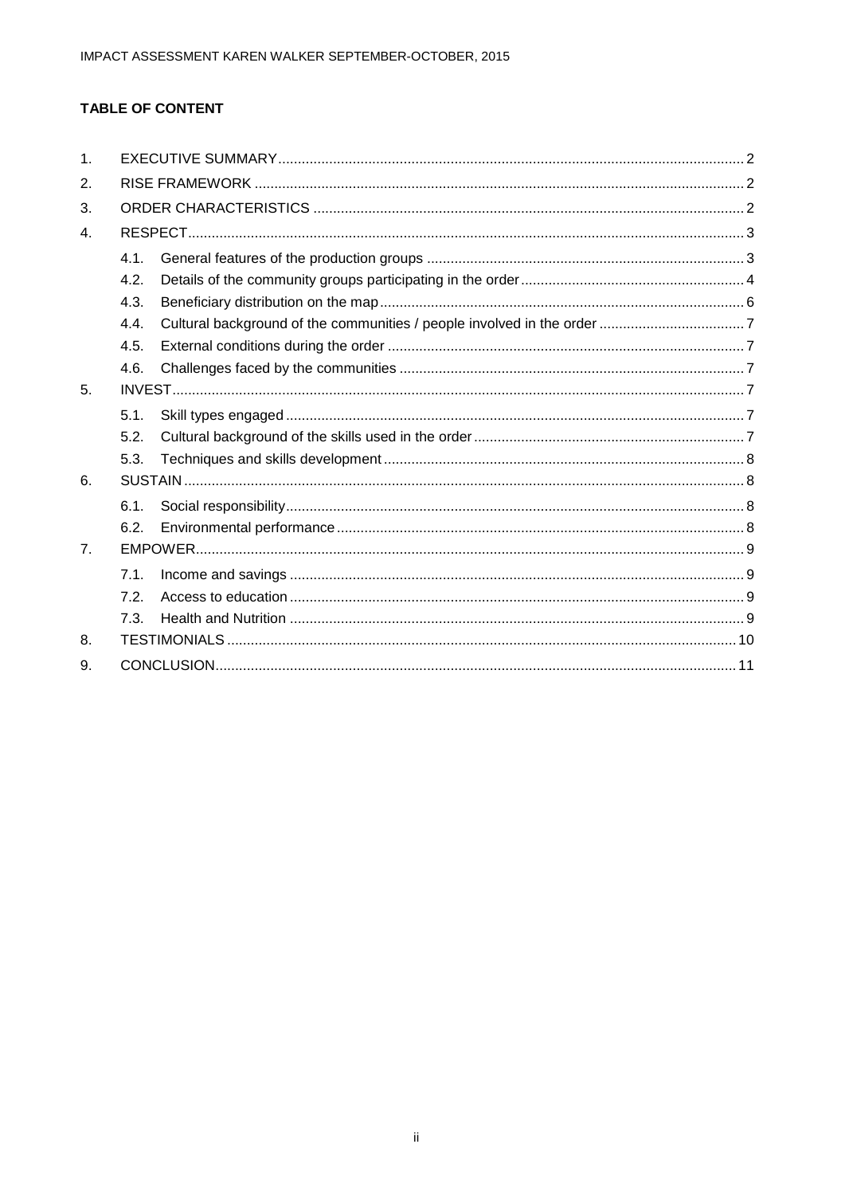**TABLE OF CONTENT**

1. EXECUTIVE SUMMARY ...... 2
2. RISE FRAMEWORK ...... 2
3. ORDER CHARACTERISTICS ...... 2
4. RESPECT ...... 3
   - 4.1. General features of the production groups ...... 3
   - 4.2. Details of the community groups participating in the order ...... 4
   - 4.3. Beneficiary distribution on the map ...... 6
   - 4.4. Cultural background of the communities / people involved in the order ...... 7
   - 4.5. External conditions during the order ...... 7
   - 4.6. Challenges faced by the communities ...... 7
5. INVEST ...... 7
   - 5.1. Skill types engaged ...... 7
   - 5.2. Cultural background of the skills used in the order ...... 7
   - 5.3. Techniques and skills development ...... 8
6. SUSTAIN ...... 8
   - 6.1. Social responsibility ...... 8
   - 6.2. Environmental performance ...... 8
7. EMPOWER ...... 9
   - 7.1. Income and savings ...... 9
   - 7.2. Access to education ...... 9
   - 7.3. Health and Nutrition ...... 9
8. TESTIMONIALS ...... 10
9. CONCLUSION ...... 11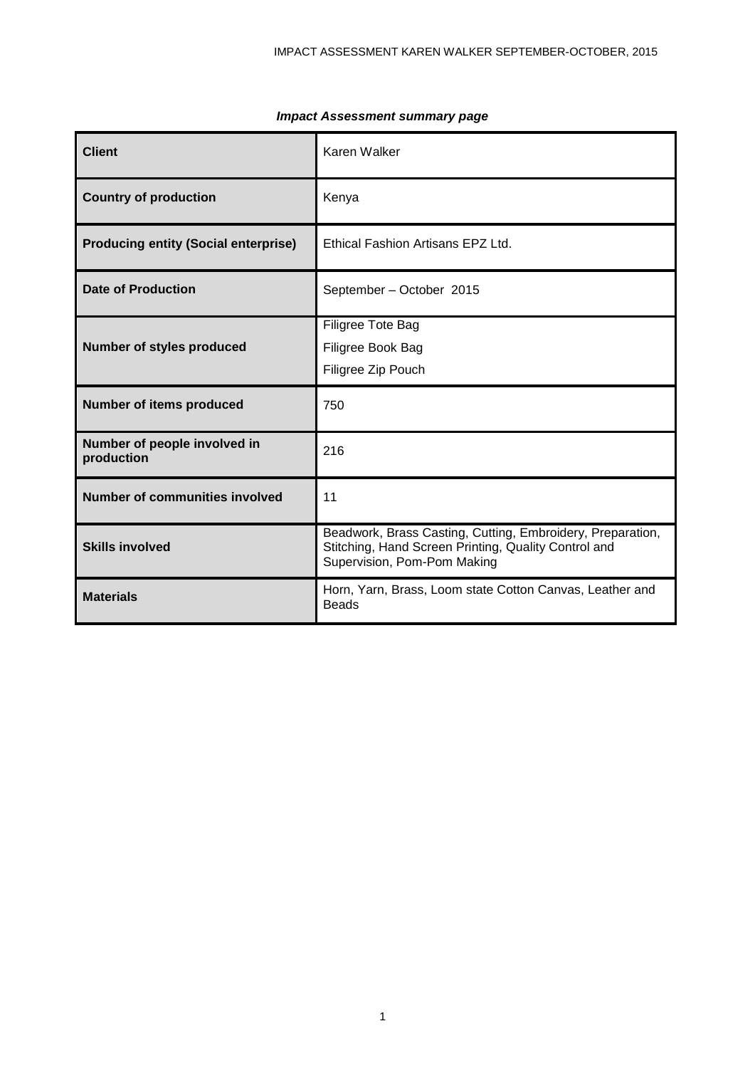***Impact Assessment summary page***

| | |
|---|---|
| **Client** | Karen Walker |
| **Country of production** | Kenya |
| **Producing entity (Social enterprise)** | Ethical Fashion Artisans EPZ Ltd. |
| **Date of Production** | September – October 2015 |
| **Number of styles produced** | Filigree Tote Bag<br>Filigree Book Bag<br>Filigree Zip Pouch |
| **Number of items produced** | 750 |
| **Number of people involved in production** | 216 |
| **Number of communities involved** | 11 |
| **Skills involved** | Beadwork, Brass Casting, Cutting, Embroidery, Preparation, Stitching, Hand Screen Printing, Quality Control and Supervision, Pom-Pom Making |
| **Materials** | Horn, Yarn, Brass, Loom state Cotton Canvas, Leather and Beads |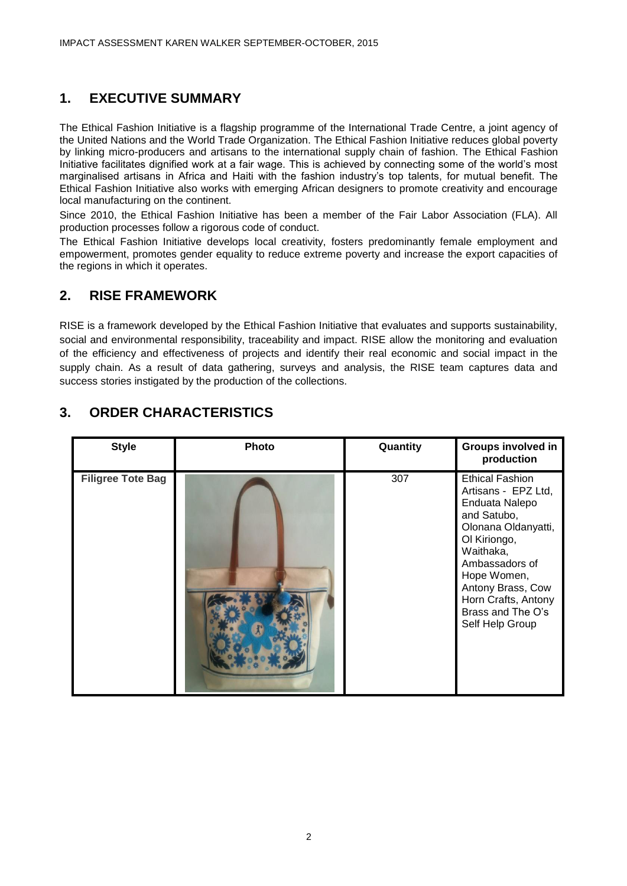## 1. EXECUTIVE SUMMARY

The Ethical Fashion Initiative is a flagship programme of the International Trade Centre, a joint agency of the United Nations and the World Trade Organization. The Ethical Fashion Initiative reduces global poverty by linking micro-producers and artisans to the international supply chain of fashion. The Ethical Fashion Initiative facilitates dignified work at a fair wage. This is achieved by connecting some of the world's most marginalised artisans in Africa and Haiti with the fashion industry's top talents, for mutual benefit. The Ethical Fashion Initiative also works with emerging African designers to promote creativity and encourage local manufacturing on the continent.

Since 2010, the Ethical Fashion Initiative has been a member of the Fair Labor Association (FLA). All production processes follow a rigorous code of conduct.

The Ethical Fashion Initiative develops local creativity, fosters predominantly female employment and empowerment, promotes gender equality to reduce extreme poverty and increase the export capacities of the regions in which it operates.

## 2. RISE FRAMEWORK

RISE is a framework developed by the Ethical Fashion Initiative that evaluates and supports sustainability, social and environmental responsibility, traceability and impact. RISE allow the monitoring and evaluation of the efficiency and effectiveness of projects and identify their real economic and social impact in the supply chain. As a result of data gathering, surveys and analysis, the RISE team captures data and success stories instigated by the production of the collections.

## 3. ORDER CHARACTERISTICS

| Style | Photo | Quantity | Groups involved in production |
|---|---|---|---|
| **Filigree Tote Bag** | | 307 | Ethical Fashion Artisans - EPZ Ltd, Enduata Nalepo and Satubo, Olonana Oldanyatti, Ol Kiriongo, Waithaka, Ambassadors of Hope Women, Antony Brass, Cow Horn Crafts, Antony Brass and The O's Self Help Group |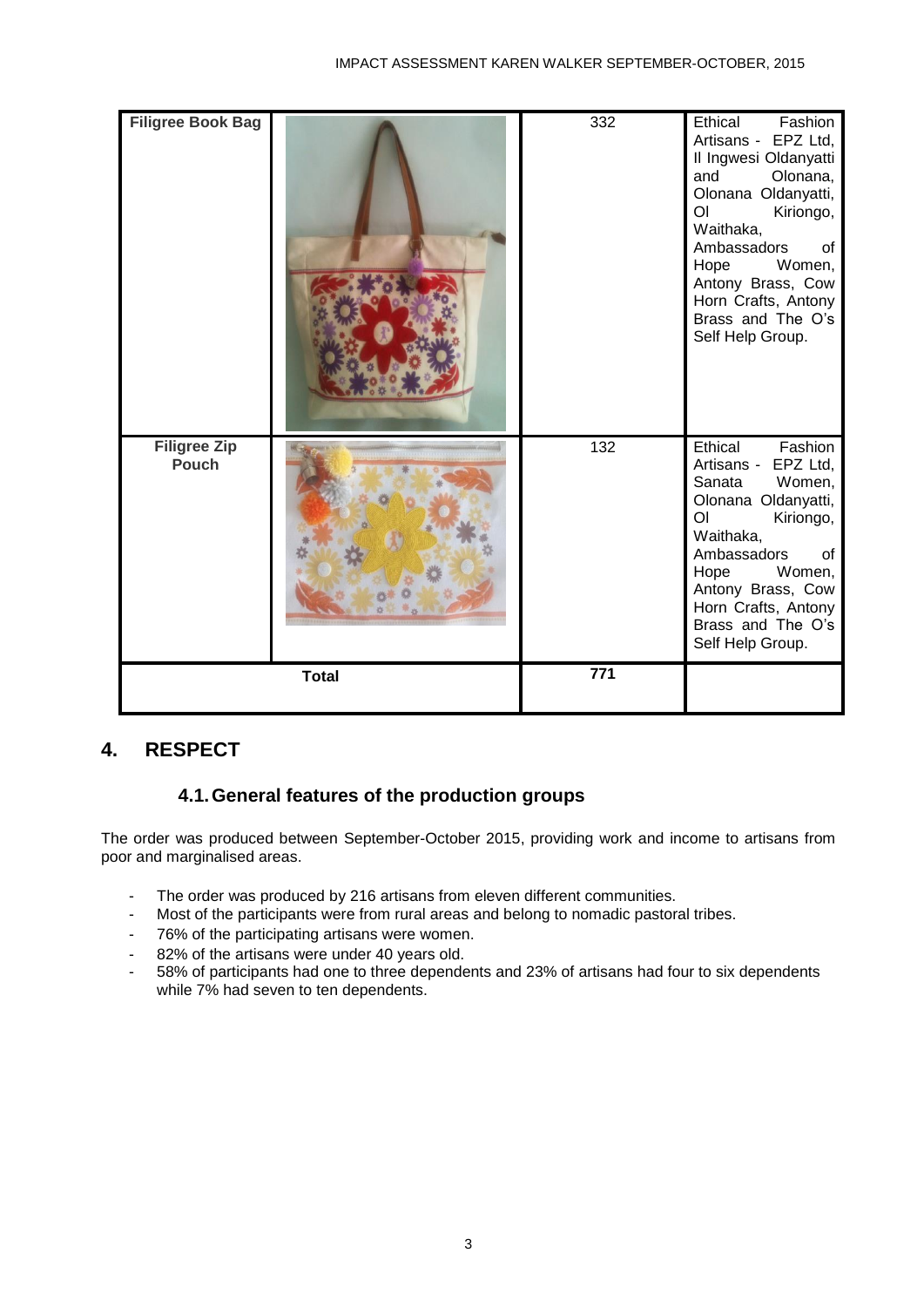| | | | |
|---|---|---|---|
| **Filigree Book Bag** | | 332 | Ethical Fashion Artisans - EPZ Ltd, Il Ingwesi Oldanyatti and Olonana, Olonana Oldanyatti, Ol Kiriongo, Waithaka, Ambassadors of Hope Women, Antony Brass, Cow Horn Crafts, Antony Brass and The O's Self Help Group. |
| **Filigree Zip Pouch** | | 132 | Ethical Fashion Artisans - EPZ Ltd, Sanata Women, Olonana Oldanyatti, Ol Kiriongo, Waithaka, Ambassadors of Hope Women, Antony Brass, Cow Horn Crafts, Antony Brass and The O's Self Help Group. |
| **Total** | | **771** | |

## 4. RESPECT

### 4.1. General features of the production groups

The order was produced between September-October 2015, providing work and income to artisans from poor and marginalised areas.

- The order was produced by 216 artisans from eleven different communities.
- Most of the participants were from rural areas and belong to nomadic pastoral tribes.
- 76% of the participating artisans were women.
- 82% of the artisans were under 40 years old.
- 58% of participants had one to three dependents and 23% of artisans had four to six dependents while 7% had seven to ten dependents.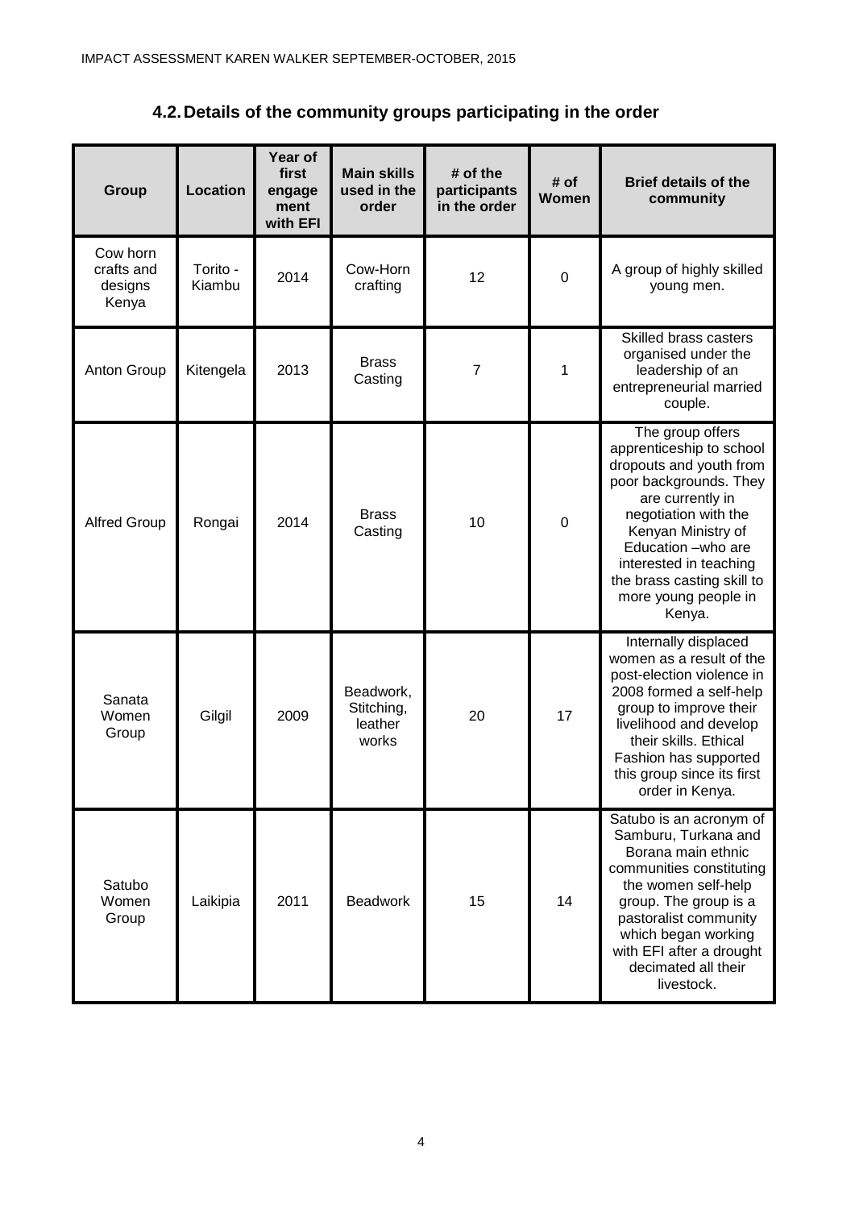## 4.2. Details of the community groups participating in the order

| Group | Location | Year of first engagement with EFI | Main skills used in the order | # of the participants in the order | # of Women | Brief details of the community |
|---|---|---|---|---|---|---|
| Cow horn crafts and designs Kenya | Torito - Kiambu | 2014 | Cow-Horn crafting | 12 | 0 | A group of highly skilled young men. |
| Anton Group | Kitengela | 2013 | Brass Casting | 7 | 1 | Skilled brass casters organised under the leadership of an entrepreneurial married couple. |
| Alfred Group | Rongai | 2014 | Brass Casting | 10 | 0 | The group offers apprenticeship to school dropouts and youth from poor backgrounds. They are currently in negotiation with the Kenyan Ministry of Education –who are interested in teaching the brass casting skill to more young people in Kenya. |
| Sanata Women Group | Gilgil | 2009 | Beadwork, Stitching, leather works | 20 | 17 | Internally displaced women as a result of the post-election violence in 2008 formed a self-help group to improve their livelihood and develop their skills. Ethical Fashion has supported this group since its first order in Kenya. |
| Satubo Women Group | Laikipia | 2011 | Beadwork | 15 | 14 | Satubo is an acronym of Samburu, Turkana and Borana main ethnic communities constituting the women self-help group. The group is a pastoralist community which began working with EFI after a drought decimated all their livestock. |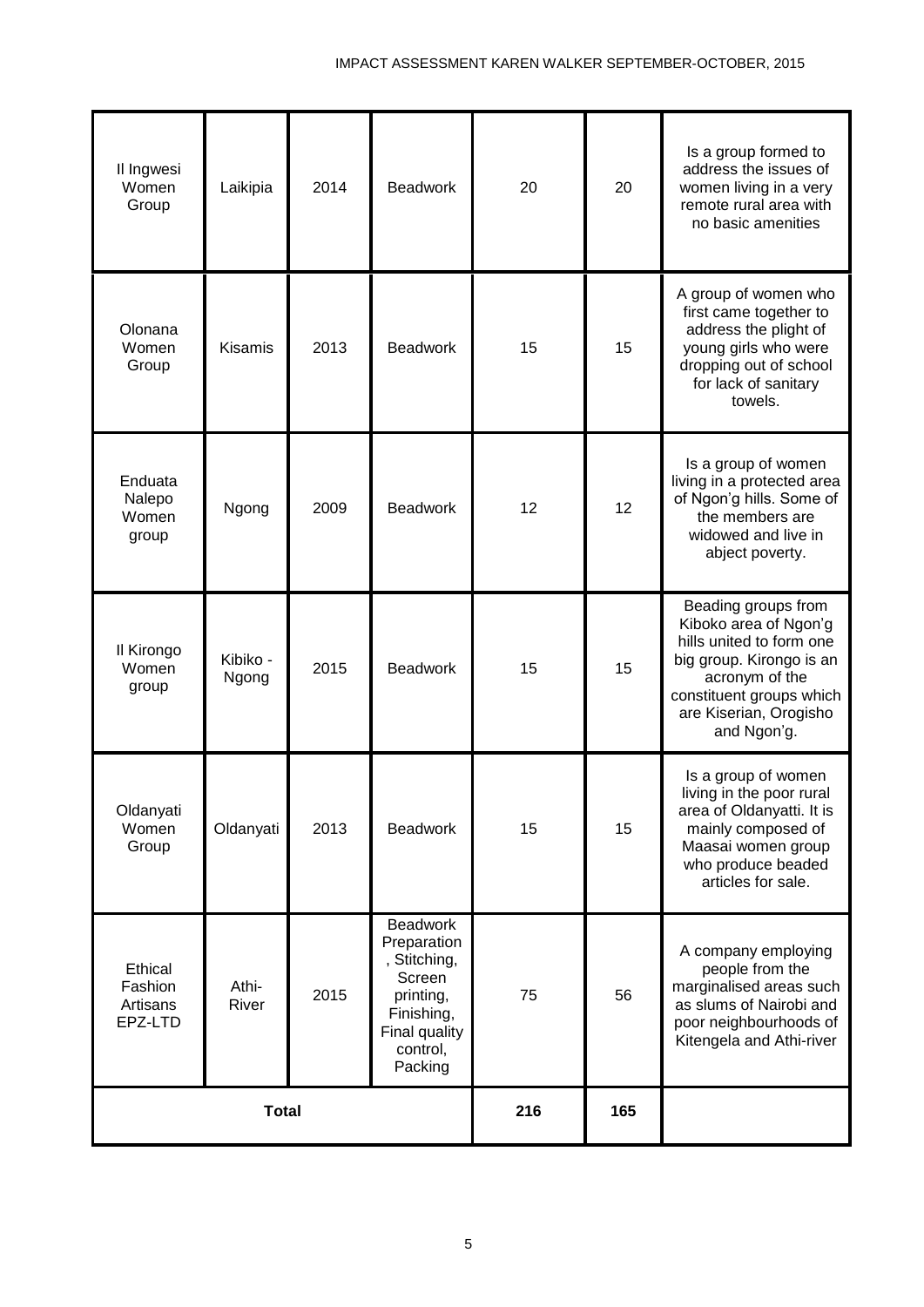| Il Ingwesi Women Group | Laikipia | 2014 | Beadwork | 20 | 20 | Is a group formed to address the issues of women living in a very remote rural area with no basic amenities |
|---|---|---|---|---|---|---|
| Olonana Women Group | Kisamis | 2013 | Beadwork | 15 | 15 | A group of women who first came together to address the plight of young girls who were dropping out of school for lack of sanitary towels. |
| Enduata Nalepo Women group | Ngong | 2009 | Beadwork | 12 | 12 | Is a group of women living in a protected area of Ngon'g hills. Some of the members are widowed and live in abject poverty. |
| Il Kirongo Women group | Kibiko - Ngong | 2015 | Beadwork | 15 | 15 | Beading groups from Kiboko area of Ngon'g hills united to form one big group. Kirongo is an acronym of the constituent groups which are Kiserian, Orogisho and Ngon'g. |
| Oldanyati Women Group | Oldanyati | 2013 | Beadwork | 15 | 15 | Is a group of women living in the poor rural area of Oldanyatti. It is mainly composed of Maasai women group who produce beaded articles for sale. |
| Ethical Fashion Artisans EPZ-LTD | Athi-River | 2015 | Beadwork Preparation, Stitching, Screen printing, Finishing, Final quality control, Packing | 75 | 56 | A company employing people from the marginalised areas such as slums of Nairobi and poor neighbourhoods of Kitengela and Athi-river |
| **Total** | | | | **216** | **165** | |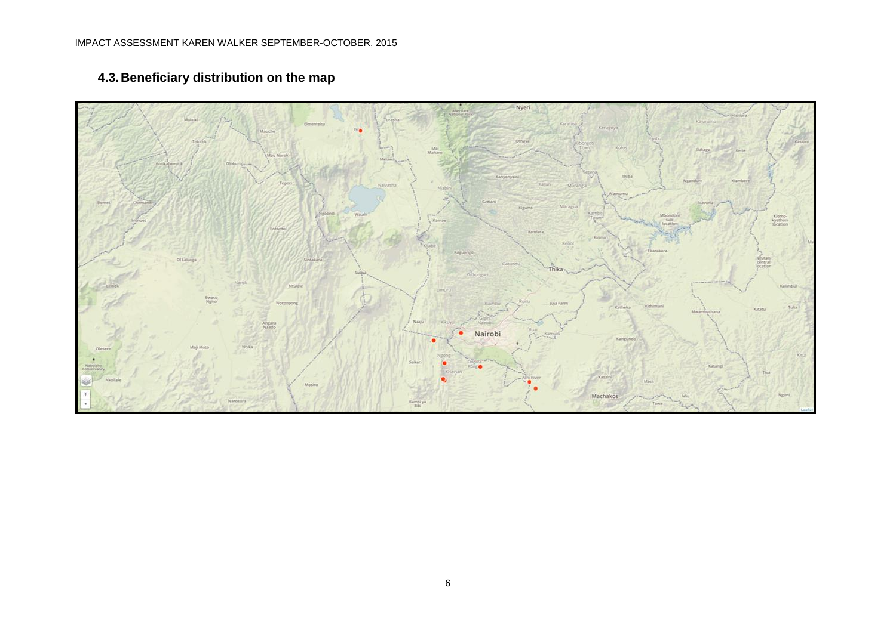## 4.3. Beneficiary distribution on the map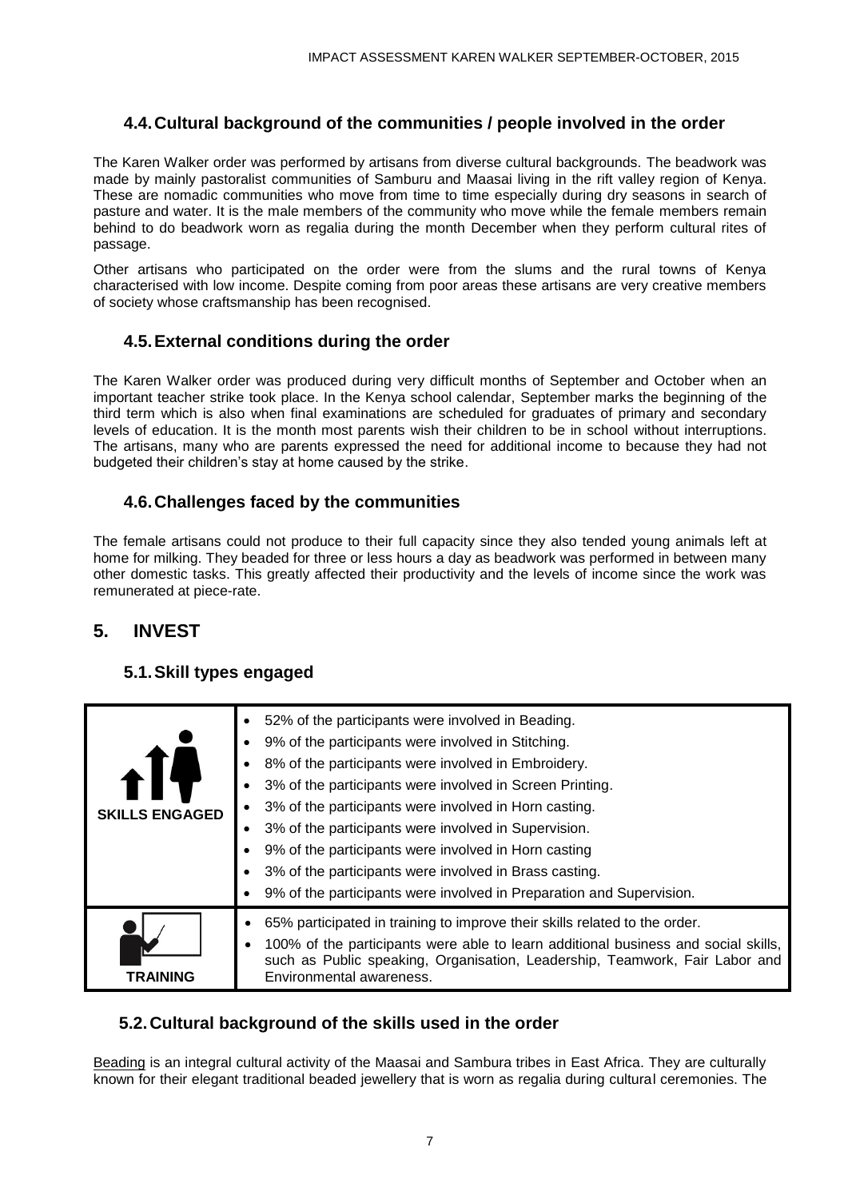### 4.4. Cultural background of the communities / people involved in the order

The Karen Walker order was performed by artisans from diverse cultural backgrounds. The beadwork was made by mainly pastoralist communities of Samburu and Maasai living in the rift valley region of Kenya. These are nomadic communities who move from time to time especially during dry seasons in search of pasture and water. It is the male members of the community who move while the female members remain behind to do beadwork worn as regalia during the month December when they perform cultural rites of passage.

Other artisans who participated on the order were from the slums and the rural towns of Kenya characterised with low income. Despite coming from poor areas these artisans are very creative members of society whose craftsmanship has been recognised.

### 4.5. External conditions during the order

The Karen Walker order was produced during very difficult months of September and October when an important teacher strike took place. In the Kenya school calendar, September marks the beginning of the third term which is also when final examinations are scheduled for graduates of primary and secondary levels of education. It is the month most parents wish their children to be in school without interruptions. The artisans, many who are parents expressed the need for additional income to because they had not budgeted their children's stay at home caused by the strike.

### 4.6. Challenges faced by the communities

The female artisans could not produce to their full capacity since they also tended young animals left at home for milking. They beaded for three or less hours a day as beadwork was performed in between many other domestic tasks. This greatly affected their productivity and the levels of income since the work was remunerated at piece-rate.

## 5. INVEST

### 5.1. Skill types engaged

| | |
|---|---|
| **SKILLS ENGAGED** | • 52% of the participants were involved in Beading.<br>• 9% of the participants were involved in Stitching.<br>• 8% of the participants were involved in Embroidery.<br>• 3% of the participants were involved in Screen Printing.<br>• 3% of the participants were involved in Horn casting.<br>• 3% of the participants were involved in Supervision.<br>• 9% of the participants were involved in Horn casting<br>• 3% of the participants were involved in Brass casting.<br>• 9% of the participants were involved in Preparation and Supervision. |
| **TRAINING** | • 65% participated in training to improve their skills related to the order.<br>• 100% of the participants were able to learn additional business and social skills, such as Public speaking, Organisation, Leadership, Teamwork, Fair Labor and Environmental awareness. |

### 5.2. Cultural background of the skills used in the order

Beading is an integral cultural activity of the Maasai and Sambura tribes in East Africa. They are culturally known for their elegant traditional beaded jewellery that is worn as regalia during cultural ceremonies. The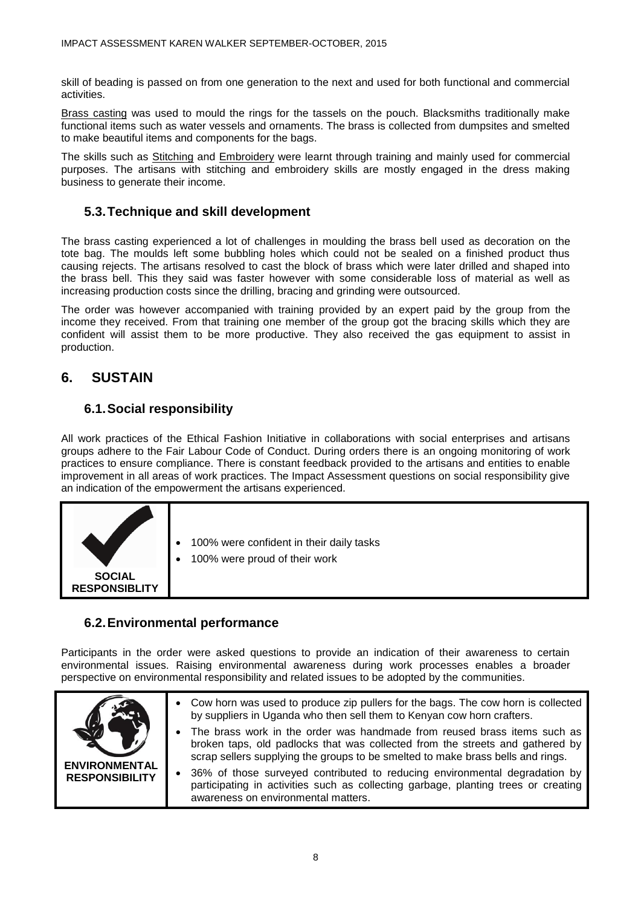skill of beading is passed on from one generation to the next and used for both functional and commercial activities.

Brass casting was used to mould the rings for the tassels on the pouch. Blacksmiths traditionally make functional items such as water vessels and ornaments. The brass is collected from dumpsites and smelted to make beautiful items and components for the bags.

The skills such as Stitching and Embroidery were learnt through training and mainly used for commercial purposes. The artisans with stitching and embroidery skills are mostly engaged in the dress making business to generate their income.

### 5.3. Technique and skill development

The brass casting experienced a lot of challenges in moulding the brass bell used as decoration on the tote bag. The moulds left some bubbling holes which could not be sealed on a finished product thus causing rejects. The artisans resolved to cast the block of brass which were later drilled and shaped into the brass bell. This they said was faster however with some considerable loss of material as well as increasing production costs since the drilling, bracing and grinding were outsourced.

The order was however accompanied with training provided by an expert paid by the group from the income they received. From that training one member of the group got the bracing skills which they are confident will assist them to be more productive. They also received the gas equipment to assist in production.

## 6. SUSTAIN

### 6.1. Social responsibility

All work practices of the Ethical Fashion Initiative in collaborations with social enterprises and artisans groups adhere to the Fair Labour Code of Conduct. During orders there is an ongoing monitoring of work practices to ensure compliance. There is constant feedback provided to the artisans and entities to enable improvement in all areas of work practices. The Impact Assessment questions on social responsibility give an indication of the empowerment the artisans experienced.

| SOCIAL RESPONSIBLITY | • 100% were confident in their daily tasks<br>• 100% were proud of their work |
|---|---|

### 6.2. Environmental performance

Participants in the order were asked questions to provide an indication of their awareness to certain environmental issues. Raising environmental awareness during work processes enables a broader perspective on environmental responsibility and related issues to be adopted by the communities.

| ENVIRONMENTAL RESPONSIBILITY | • Cow horn was used to produce zip pullers for the bags. The cow horn is collected by suppliers in Uganda who then sell them to Kenyan cow horn crafters.<br>• The brass work in the order was handmade from reused brass items such as broken taps, old padlocks that was collected from the streets and gathered by scrap sellers supplying the groups to be smelted to make brass bells and rings.<br>• 36% of those surveyed contributed to reducing environmental degradation by participating in activities such as collecting garbage, planting trees or creating awareness on environmental matters. |
|---|---|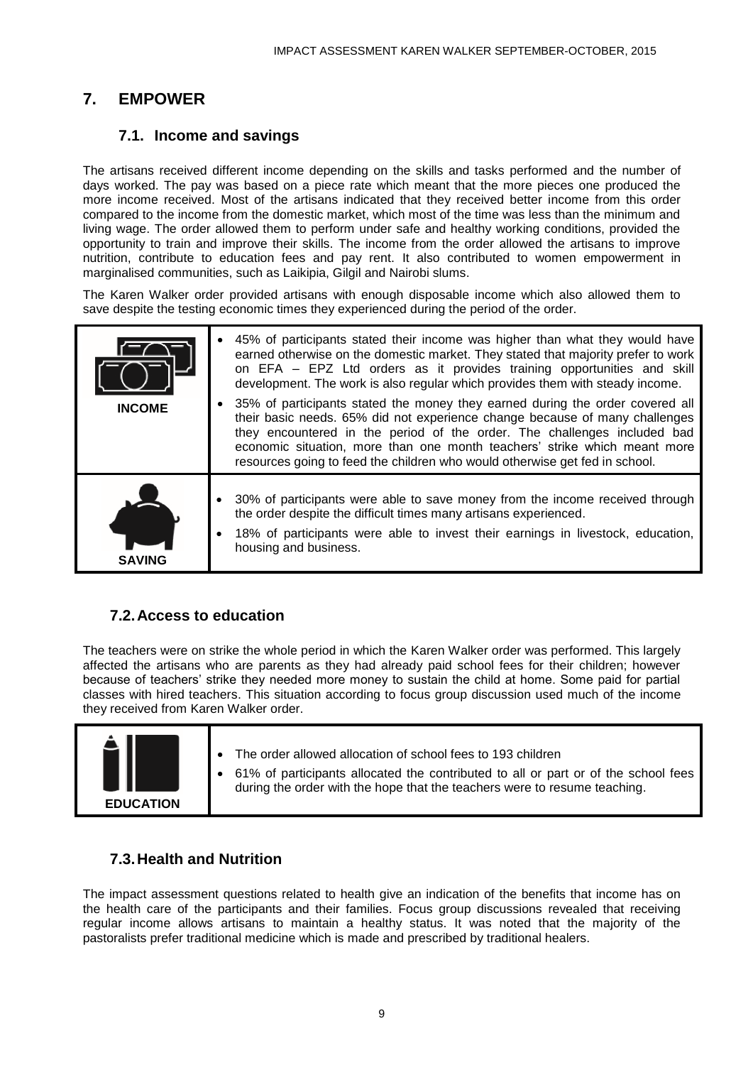# 7. EMPOWER

## 7.1. Income and savings

The artisans received different income depending on the skills and tasks performed and the number of days worked. The pay was based on a piece rate which meant that the more pieces one produced the more income received. Most of the artisans indicated that they received better income from this order compared to the income from the domestic market, which most of the time was less than the minimum and living wage. The order allowed them to perform under safe and healthy working conditions, provided the opportunity to train and improve their skills. The income from the order allowed the artisans to improve nutrition, contribute to education fees and pay rent. It also contributed to women empowerment in marginalised communities, such as Laikipia, Gilgil and Nairobi slums.

The Karen Walker order provided artisans with enough disposable income which also allowed them to save despite the testing economic times they experienced during the period of the order.

| | |
|---|---|
| **INCOME** | • 45% of participants stated their income was higher than what they would have earned otherwise on the domestic market. They stated that majority prefer to work on EFA – EPZ Ltd orders as it provides training opportunities and skill development. The work is also regular which provides them with steady income.<br>• 35% of participants stated the money they earned during the order covered all their basic needs. 65% did not experience change because of many challenges they encountered in the period of the order. The challenges included bad economic situation, more than one month teachers' strike which meant more resources going to feed the children who would otherwise get fed in school. |
| **SAVING** | • 30% of participants were able to save money from the income received through the order despite the difficult times many artisans experienced.<br>• 18% of participants were able to invest their earnings in livestock, education, housing and business. |

## 7.2. Access to education

The teachers were on strike the whole period in which the Karen Walker order was performed. This largely affected the artisans who are parents as they had already paid school fees for their children; however because of teachers' strike they needed more money to sustain the child at home. Some paid for partial classes with hired teachers. This situation according to focus group discussion used much of the income they received from Karen Walker order.

| | |
|---|---|
| **EDUCATION** | • The order allowed allocation of school fees to 193 children<br>• 61% of participants allocated the contributed to all or part or of the school fees during the order with the hope that the teachers were to resume teaching. |

## 7.3. Health and Nutrition

The impact assessment questions related to health give an indication of the benefits that income has on the health care of the participants and their families. Focus group discussions revealed that receiving regular income allows artisans to maintain a healthy status. It was noted that the majority of the pastoralists prefer traditional medicine which is made and prescribed by traditional healers.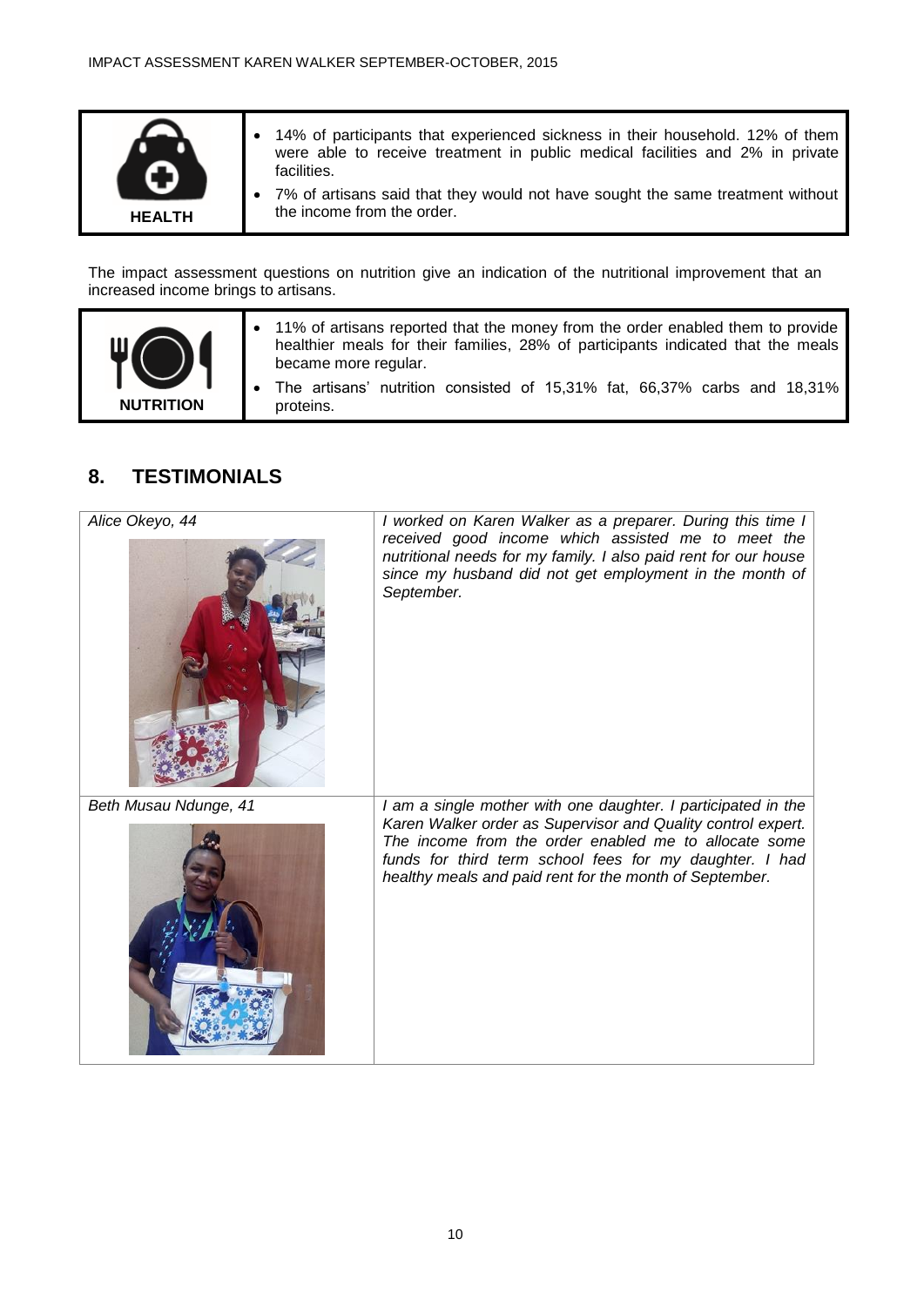| HEALTH | |
|---|---|
| | - 14% of participants that experienced sickness in their household. 12% of them were able to receive treatment in public medical facilities and 2% in private facilities.<br>- 7% of artisans said that they would not have sought the same treatment without the income from the order. |

The impact assessment questions on nutrition give an indication of the nutritional improvement that an increased income brings to artisans.

| NUTRITION | |
|---|---|
| | - 11% of artisans reported that the money from the order enabled them to provide healthier meals for their families, 28% of participants indicated that the meals became more regular.<br>- The artisans' nutrition consisted of 15,31% fat, 66,37% carbs and 18,31% proteins. |

## 8. TESTIMONIALS

| | |
|---|---|
| *Alice Okeyo, 44* | *I worked on Karen Walker as a preparer. During this time I received good income which assisted me to meet the nutritional needs for my family. I also paid rent for our house since my husband did not get employment in the month of September.* |
| *Beth Musau Ndunge, 41* | *I am a single mother with one daughter. I participated in the Karen Walker order as Supervisor and Quality control expert. The income from the order enabled me to allocate some funds for third term school fees for my daughter. I had healthy meals and paid rent for the month of September.* |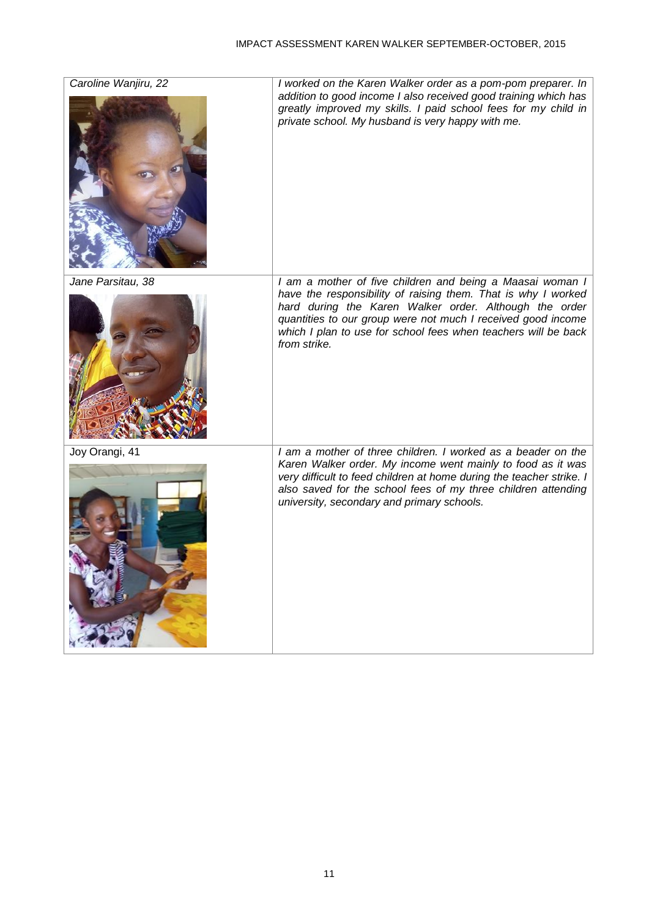| | |
|---|---|
| *Caroline Wanjiru, 22* | *I worked on the Karen Walker order as a pom-pom preparer. In addition to good income I also received good training which has greatly improved my skills. I paid school fees for my child in private school. My husband is very happy with me.* |
| *Jane Parsitau, 38* | *I am a mother of five children and being a Maasai woman I have the responsibility of raising them. That is why I worked hard during the Karen Walker order. Although the order quantities to our group were not much I received good income which I plan to use for school fees when teachers will be back from strike.* |
| Joy Orangi, 41 | *I am a mother of three children. I worked as a beader on the Karen Walker order. My income went mainly to food as it was very difficult to feed children at home during the teacher strike. I also saved for the school fees of my three children attending university, secondary and primary schools.* |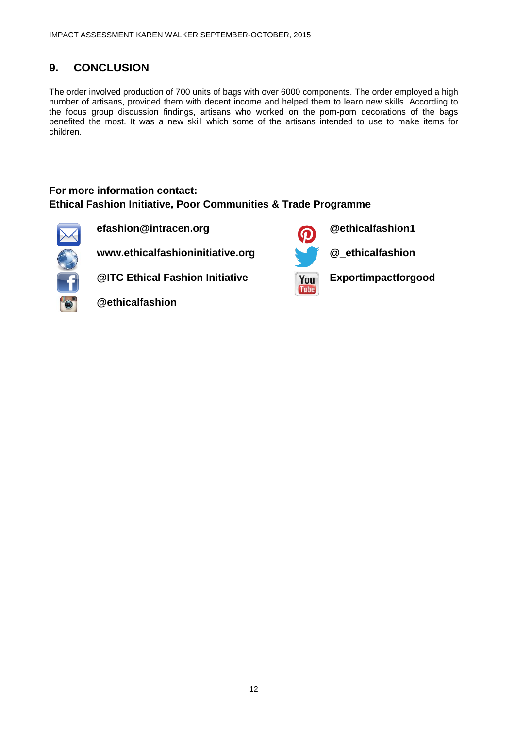## 9. CONCLUSION

The order involved production of 700 units of bags with over 6000 components. The order employed a high number of artisans, provided them with decent income and helped them to learn new skills. According to the focus group discussion findings, artisans who worked on the pom-pom decorations of the bags benefited the most. It was a new skill which some of the artisans intended to use to make items for children.

**For more information contact:**
**Ethical Fashion Initiative, Poor Communities & Trade Programme**

**efashion@intracen.org**

**www.ethicalfashioninitiative.org**

**@ITC Ethical Fashion Initiative**

**@ethicalfashion**

**@ethicalfashion1**

**@_ethicalfashion**

**Exportimpactforgood**